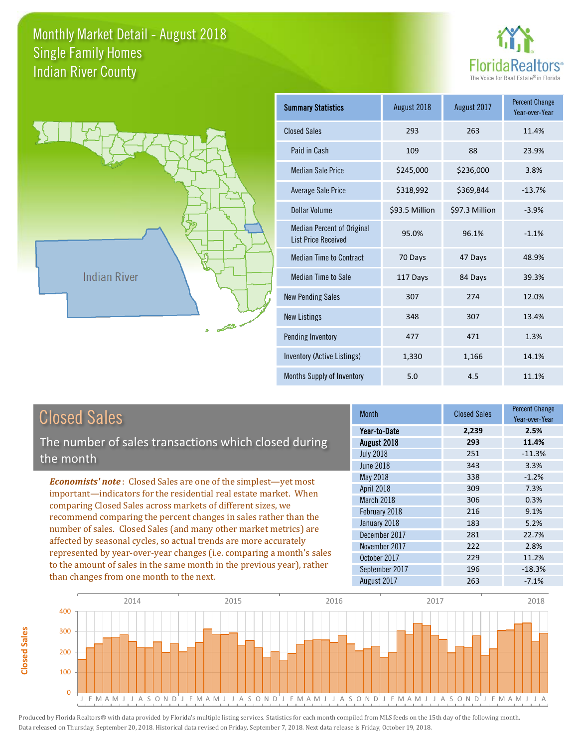# Monthly Market Detail - August 2018
## Single Family Homes
## Indian River County

FloridaRealtors® The Voice for Real Estate® in Florida

| Summary Statistics | August 2018 | August 2017 | Percent Change Year-over-Year |
|---|---|---|---|
| Closed Sales | 293 | 263 | 11.4% |
| Paid in Cash | 109 | 88 | 23.9% |
| Median Sale Price | $245,000 | $236,000 | 3.8% |
| Average Sale Price | $318,992 | $369,844 | -13.7% |
| Dollar Volume | $93.5 Million | $97.3 Million | -3.9% |
| Median Percent of Original List Price Received | 95.0% | 96.1% | -1.1% |
| Median Time to Contract | 70 Days | 47 Days | 48.9% |
| Median Time to Sale | 117 Days | 84 Days | 39.3% |
| New Pending Sales | 307 | 274 | 12.0% |
| New Listings | 348 | 307 | 13.4% |
| Pending Inventory | 477 | 471 | 1.3% |
| Inventory (Active Listings) | 1,330 | 1,166 | 14.1% |
| Months Supply of Inventory | 5.0 | 4.5 | 11.1% |

## Closed Sales

The number of sales transactions which closed during the month

***Economists' note***: Closed Sales are one of the simplest—yet most important—indicators for the residential real estate market. When comparing Closed Sales across markets of different sizes, we recommend comparing the percent changes in sales rather than the number of sales. Closed Sales (and many other market metrics) are affected by seasonal cycles, so actual trends are more accurately represented by year-over-year changes (i.e. comparing a month's sales to the amount of sales in the same month in the previous year), rather than changes from one month to the next.

| Month | Closed Sales | Percent Change Year-over-Year |
|---|---|---|
| **Year-to-Date** | **2,239** | **2.5%** |
| **August 2018** | **293** | **11.4%** |
| July 2018 | 251 | -11.3% |
| June 2018 | 343 | 3.3% |
| May 2018 | 338 | -1.2% |
| April 2018 | 309 | 7.3% |
| March 2018 | 306 | 0.3% |
| February 2018 | 216 | 9.1% |
| January 2018 | 183 | 5.2% |
| December 2017 | 281 | 22.7% |
| November 2017 | 222 | 2.8% |
| October 2017 | 229 | 11.2% |
| September 2017 | 196 | -18.3% |
| August 2017 | 263 | -7.1% |

Produced by Florida Realtors® with data provided by Florida's multiple listing services. Statistics for each month compiled from MLS feeds on the 15th day of the following month. Data released on Thursday, September 20, 2018. Historical data revised on Friday, September 7, 2018. Next data release is Friday, October 19, 2018.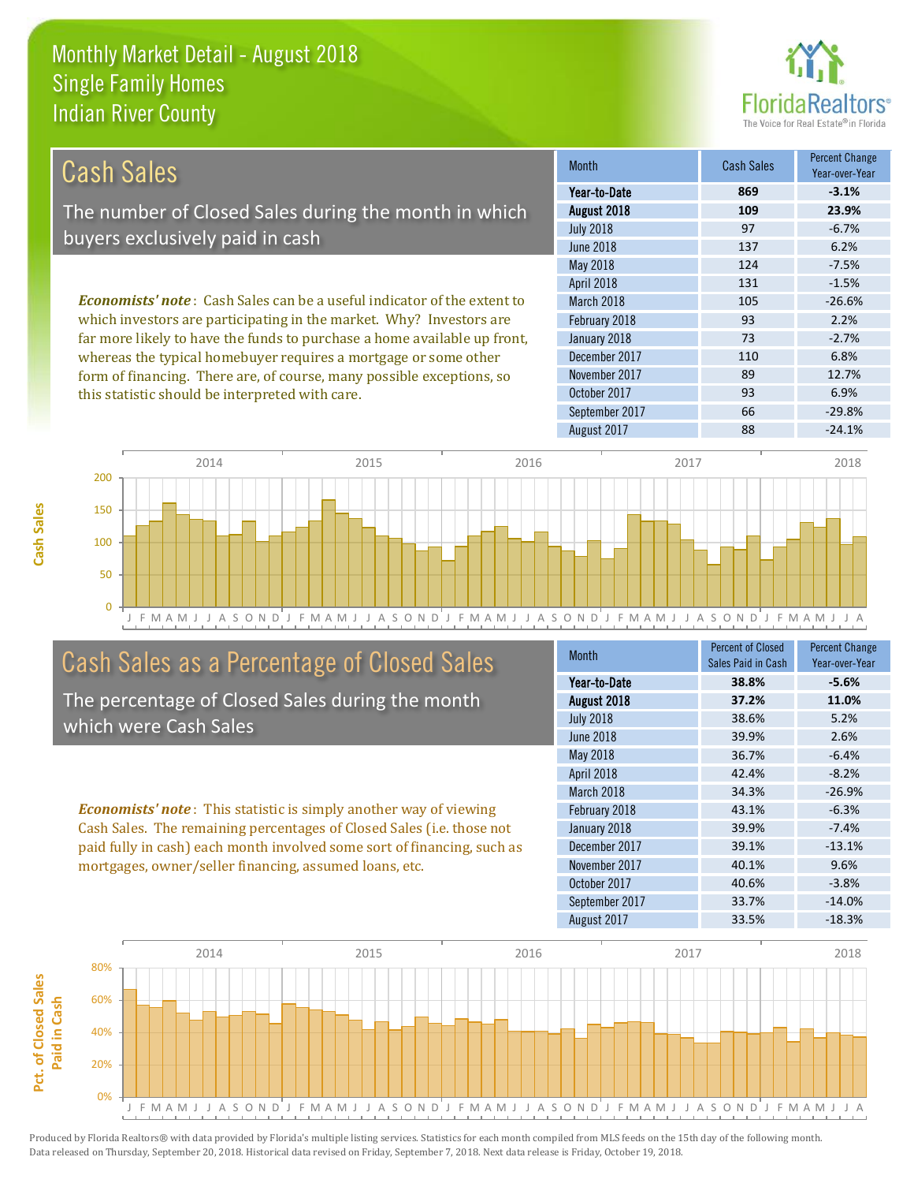# Monthly Market Detail - August 2018
## Single Family Homes
## Indian River County

## Cash Sales

The number of Closed Sales during the month in which buyers exclusively paid in cash

*Economists' note*: Cash Sales can be a useful indicator of the extent to which investors are participating in the market. Why? Investors are far more likely to have the funds to purchase a home available up front, whereas the typical homebuyer requires a mortgage or some other form of financing. There are, of course, many possible exceptions, so this statistic should be interpreted with care.

| Month | Cash Sales | Percent Change Year-over-Year |
|---|---|---|
| **Year-to-Date** | **869** | **-3.1%** |
| **August 2018** | **109** | **23.9%** |
| July 2018 | 97 | -6.7% |
| June 2018 | 137 | 6.2% |
| May 2018 | 124 | -7.5% |
| April 2018 | 131 | -1.5% |
| March 2018 | 105 | -26.6% |
| February 2018 | 93 | 2.2% |
| January 2018 | 73 | -2.7% |
| December 2017 | 110 | 6.8% |
| November 2017 | 89 | 12.7% |
| October 2017 | 93 | 6.9% |
| September 2017 | 66 | -29.8% |
| August 2017 | 88 | -24.1% |

## Cash Sales as a Percentage of Closed Sales

The percentage of Closed Sales during the month which were Cash Sales

*Economists' note*: This statistic is simply another way of viewing Cash Sales. The remaining percentages of Closed Sales (i.e. those not paid fully in cash) each month involved some sort of financing, such as mortgages, owner/seller financing, assumed loans, etc.

| Month | Percent of Closed Sales Paid in Cash | Percent Change Year-over-Year |
|---|---|---|
| **Year-to-Date** | **38.8%** | **-5.6%** |
| **August 2018** | **37.2%** | **11.0%** |
| July 2018 | 38.6% | 5.2% |
| June 2018 | 39.9% | 2.6% |
| May 2018 | 36.7% | -6.4% |
| April 2018 | 42.4% | -8.2% |
| March 2018 | 34.3% | -26.9% |
| February 2018 | 43.1% | -6.3% |
| January 2018 | 39.9% | -7.4% |
| December 2017 | 39.1% | -13.1% |
| November 2017 | 40.1% | 9.6% |
| October 2017 | 40.6% | -3.8% |
| September 2017 | 33.7% | -14.0% |
| August 2017 | 33.5% | -18.3% |

Produced by Florida Realtors® with data provided by Florida's multiple listing services. Statistics for each month compiled from MLS feeds on the 15th day of the following month. Data released on Thursday, September 20, 2018. Historical data revised on Friday, September 7, 2018. Next data release is Friday, October 19, 2018.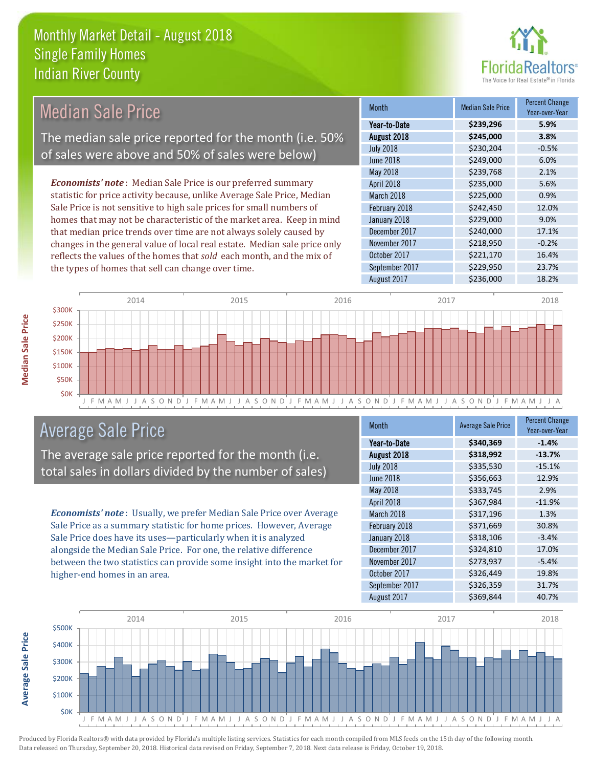# Monthly Market Detail - August 2018
## Single Family Homes
## Indian River County

FloridaRealtors®
The Voice for Real Estate® in Florida

## Median Sale Price

The median sale price reported for the month (i.e. 50% of sales were above and 50% of sales were below)

***Economists' note***: Median Sale Price is our preferred summary statistic for price activity because, unlike Average Sale Price, Median Sale Price is not sensitive to high sale prices for small numbers of homes that may not be characteristic of the market area. Keep in mind that median price trends over time are not always solely caused by changes in the general value of local real estate. Median sale price only reflects the values of the homes that *sold* each month, and the mix of the types of homes that sell can change over time.

| Month | Median Sale Price | Percent Change Year-over-Year |
|---|---|---|
| **Year-to-Date** | **$239,296** | **5.9%** |
| **August 2018** | **$245,000** | **3.8%** |
| July 2018 | $230,204 | -0.5% |
| June 2018 | $249,000 | 6.0% |
| May 2018 | $239,768 | 2.1% |
| April 2018 | $235,000 | 5.6% |
| March 2018 | $225,000 | 0.9% |
| February 2018 | $242,450 | 12.0% |
| January 2018 | $229,000 | 9.0% |
| December 2017 | $240,000 | 17.1% |
| November 2017 | $218,950 | -0.2% |
| October 2017 | $221,170 | 16.4% |
| September 2017 | $229,950 | 23.7% |
| August 2017 | $236,000 | 18.2% |

## Average Sale Price

The average sale price reported for the month (i.e. total sales in dollars divided by the number of sales)

***Economists' note***: Usually, we prefer Median Sale Price over Average Sale Price as a summary statistic for home prices. However, Average Sale Price does have its uses—particularly when it is analyzed alongside the Median Sale Price. For one, the relative difference between the two statistics can provide some insight into the market for higher-end homes in an area.

| Month | Average Sale Price | Percent Change Year-over-Year |
|---|---|---|
| **Year-to-Date** | **$340,369** | **-1.4%** |
| **August 2018** | **$318,992** | **-13.7%** |
| July 2018 | $335,530 | -15.1% |
| June 2018 | $356,663 | 12.9% |
| May 2018 | $333,745 | 2.9% |
| April 2018 | $367,984 | -11.9% |
| March 2018 | $317,196 | 1.3% |
| February 2018 | $371,669 | 30.8% |
| January 2018 | $318,106 | -3.4% |
| December 2017 | $324,810 | 17.0% |
| November 2017 | $273,937 | -5.4% |
| October 2017 | $326,449 | 19.8% |
| September 2017 | $326,359 | 31.7% |
| August 2017 | $369,844 | 40.7% |

Produced by Florida Realtors® with data provided by Florida's multiple listing services. Statistics for each month compiled from MLS feeds on the 15th day of the following month. Data released on Thursday, September 20, 2018. Historical data revised on Friday, September 7, 2018. Next data release is Friday, October 19, 2018.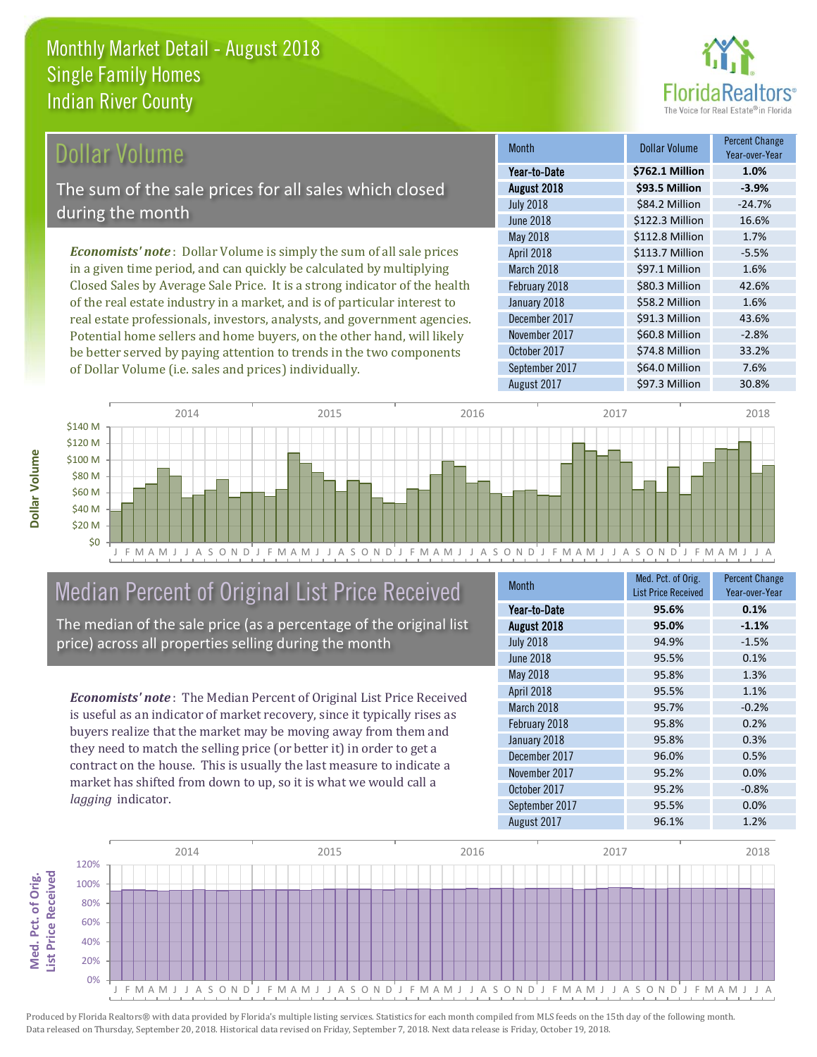# Monthly Market Detail - August 2018
## Single Family Homes
## Indian River County

## Dollar Volume

The sum of the sale prices for all sales which closed during the month

*Economists' note*: Dollar Volume is simply the sum of all sale prices in a given time period, and can quickly be calculated by multiplying Closed Sales by Average Sale Price. It is a strong indicator of the health of the real estate industry in a market, and is of particular interest to real estate professionals, investors, analysts, and government agencies. Potential home sellers and home buyers, on the other hand, will likely be better served by paying attention to trends in the two components of Dollar Volume (i.e. sales and prices) individually.

| Month | Dollar Volume | Percent Change Year-over-Year |
|---|---|---|
| **Year-to-Date** | **$762.1 Million** | **1.0%** |
| **August 2018** | **$93.5 Million** | **-3.9%** |
| July 2018 | $84.2 Million | -24.7% |
| June 2018 | $122.3 Million | 16.6% |
| May 2018 | $112.8 Million | 1.7% |
| April 2018 | $113.7 Million | -5.5% |
| March 2018 | $97.1 Million | 1.6% |
| February 2018 | $80.3 Million | 42.6% |
| January 2018 | $58.2 Million | 1.6% |
| December 2017 | $91.3 Million | 43.6% |
| November 2017 | $60.8 Million | -2.8% |
| October 2017 | $74.8 Million | 33.2% |
| September 2017 | $64.0 Million | 7.6% |
| August 2017 | $97.3 Million | 30.8% |

## Median Percent of Original List Price Received

The median of the sale price (as a percentage of the original list price) across all properties selling during the month

*Economists' note*: The Median Percent of Original List Price Received is useful as an indicator of market recovery, since it typically rises as buyers realize that the market may be moving away from them and they need to match the selling price (or better it) in order to get a contract on the house. This is usually the last measure to indicate a market has shifted from down to up, so it is what we would call a *lagging* indicator.

| Month | Med. Pct. of Orig. List Price Received | Percent Change Year-over-Year |
|---|---|---|
| **Year-to-Date** | **95.6%** | **0.1%** |
| **August 2018** | **95.0%** | **-1.1%** |
| July 2018 | 94.9% | -1.5% |
| June 2018 | 95.5% | 0.1% |
| May 2018 | 95.8% | 1.3% |
| April 2018 | 95.5% | 1.1% |
| March 2018 | 95.7% | -0.2% |
| February 2018 | 95.8% | 0.2% |
| January 2018 | 95.8% | 0.3% |
| December 2017 | 96.0% | 0.5% |
| November 2017 | 95.2% | 0.0% |
| October 2017 | 95.2% | -0.8% |
| September 2017 | 95.5% | 0.0% |
| August 2017 | 96.1% | 1.2% |

Produced by Florida Realtors® with data provided by Florida's multiple listing services. Statistics for each month compiled from MLS feeds on the 15th day of the following month. Data released on Thursday, September 20, 2018. Historical data revised on Friday, September 7, 2018. Next data release is Friday, October 19, 2018.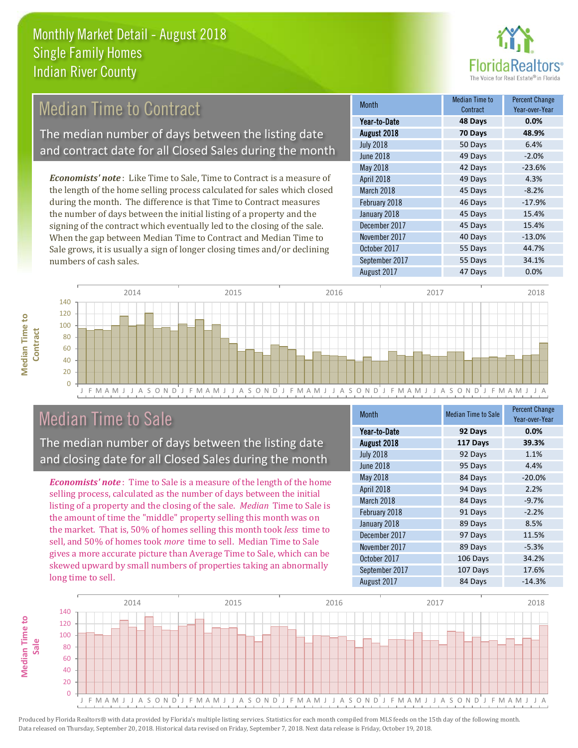# Monthly Market Detail - August 2018
## Single Family Homes
## Indian River County

## Median Time to Contract

The median number of days between the listing date and contract date for all Closed Sales during the month

*Economists' note*: Like Time to Sale, Time to Contract is a measure of the length of the home selling process calculated for sales which closed during the month. The difference is that Time to Contract measures the number of days between the initial listing of a property and the signing of the contract which eventually led to the closing of the sale. When the gap between Median Time to Contract and Median Time to Sale grows, it is usually a sign of longer closing times and/or declining numbers of cash sales.

| Month | Median Time to Contract | Percent Change Year-over-Year |
|---|---|---|
| **Year-to-Date** | **48 Days** | **0.0%** |
| **August 2018** | **70 Days** | **48.9%** |
| July 2018 | 50 Days | 6.4% |
| June 2018 | 49 Days | -2.0% |
| May 2018 | 42 Days | -23.6% |
| April 2018 | 49 Days | 4.3% |
| March 2018 | 45 Days | -8.2% |
| February 2018 | 46 Days | -17.9% |
| January 2018 | 45 Days | 15.4% |
| December 2017 | 45 Days | 15.4% |
| November 2017 | 40 Days | -13.0% |
| October 2017 | 55 Days | 44.7% |
| September 2017 | 55 Days | 34.1% |
| August 2017 | 47 Days | 0.0% |

## Median Time to Sale

The median number of days between the listing date and closing date for all Closed Sales during the month

*Economists' note*: Time to Sale is a measure of the length of the home selling process, calculated as the number of days between the initial listing of a property and the closing of the sale. *Median* Time to Sale is the amount of time the "middle" property selling this month was on the market. That is, 50% of homes selling this month took *less* time to sell, and 50% of homes took *more* time to sell. Median Time to Sale gives a more accurate picture than Average Time to Sale, which can be skewed upward by small numbers of properties taking an abnormally long time to sell.

| Month | Median Time to Sale | Percent Change Year-over-Year |
|---|---|---|
| **Year-to-Date** | **92 Days** | **0.0%** |
| **August 2018** | **117 Days** | **39.3%** |
| July 2018 | 92 Days | 1.1% |
| June 2018 | 95 Days | 4.4% |
| May 2018 | 84 Days | -20.0% |
| April 2018 | 94 Days | 2.2% |
| March 2018 | 84 Days | -9.7% |
| February 2018 | 91 Days | -2.2% |
| January 2018 | 89 Days | 8.5% |
| December 2017 | 97 Days | 11.5% |
| November 2017 | 89 Days | -5.3% |
| October 2017 | 106 Days | 34.2% |
| September 2017 | 107 Days | 17.6% |
| August 2017 | 84 Days | -14.3% |

Produced by Florida Realtors® with data provided by Florida's multiple listing services. Statistics for each month compiled from MLS feeds on the 15th day of the following month. Data released on Thursday, September 20, 2018. Historical data revised on Friday, September 7, 2018. Next data release is Friday, October 19, 2018.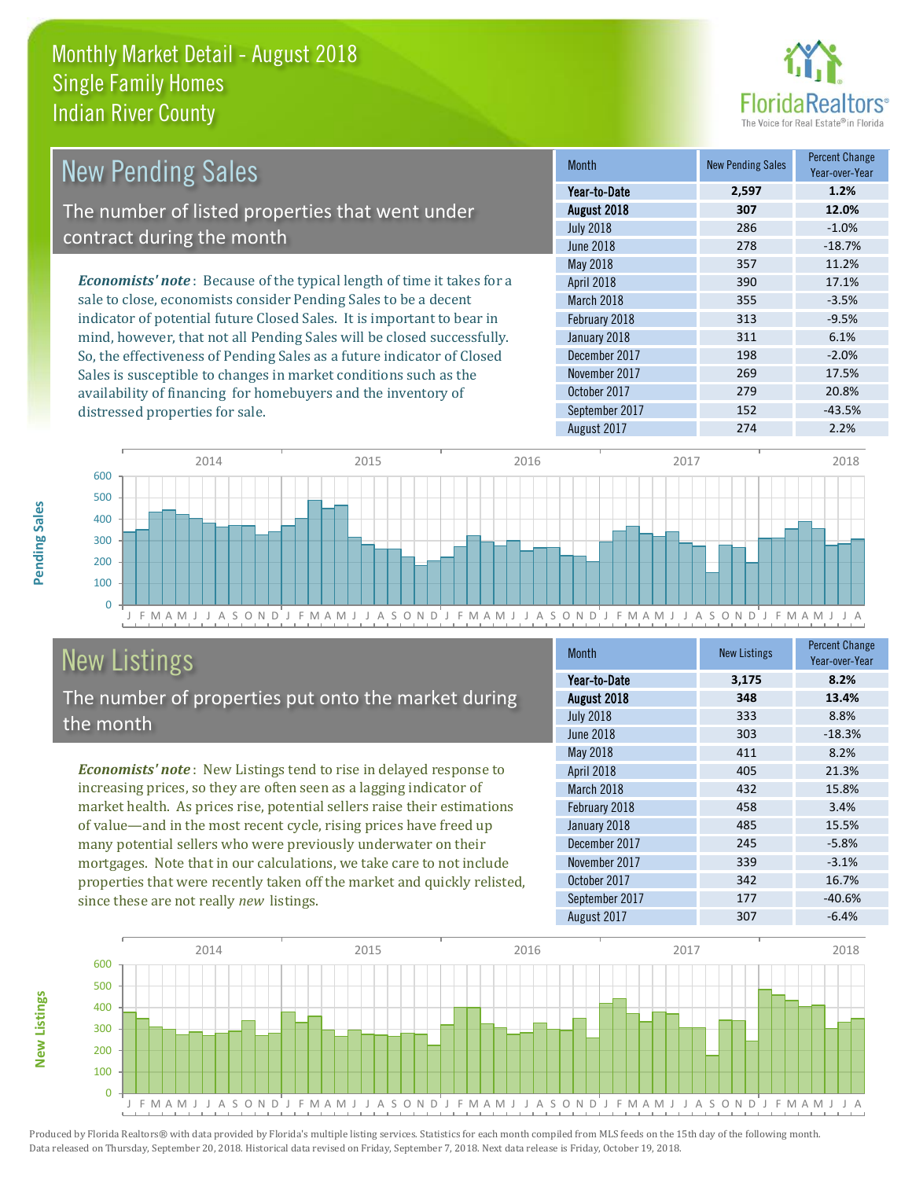# Monthly Market Detail - August 2018
## Single Family Homes
## Indian River County

## New Pending Sales

The number of listed properties that went under contract during the month

***Economists' note***: Because of the typical length of time it takes for a sale to close, economists consider Pending Sales to be a decent indicator of potential future Closed Sales. It is important to bear in mind, however, that not all Pending Sales will be closed successfully. So, the effectiveness of Pending Sales as a future indicator of Closed Sales is susceptible to changes in market conditions such as the availability of financing for homebuyers and the inventory of distressed properties for sale.

| Month | New Pending Sales | Percent Change Year-over-Year |
|---|---|---|
| **Year-to-Date** | **2,597** | **1.2%** |
| **August 2018** | **307** | **12.0%** |
| July 2018 | 286 | -1.0% |
| June 2018 | 278 | -18.7% |
| May 2018 | 357 | 11.2% |
| April 2018 | 390 | 17.1% |
| March 2018 | 355 | -3.5% |
| February 2018 | 313 | -9.5% |
| January 2018 | 311 | 6.1% |
| December 2017 | 198 | -2.0% |
| November 2017 | 269 | 17.5% |
| October 2017 | 279 | 20.8% |
| September 2017 | 152 | -43.5% |
| August 2017 | 274 | 2.2% |

## New Listings

The number of properties put onto the market during the month

***Economists' note***: New Listings tend to rise in delayed response to increasing prices, so they are often seen as a lagging indicator of market health. As prices rise, potential sellers raise their estimations of value—and in the most recent cycle, rising prices have freed up many potential sellers who were previously underwater on their mortgages. Note that in our calculations, we take care to not include properties that were recently taken off the market and quickly relisted, since these are not really *new* listings.

| Month | New Listings | Percent Change Year-over-Year |
|---|---|---|
| **Year-to-Date** | **3,175** | **8.2%** |
| **August 2018** | **348** | **13.4%** |
| July 2018 | 333 | 8.8% |
| June 2018 | 303 | -18.3% |
| May 2018 | 411 | 8.2% |
| April 2018 | 405 | 21.3% |
| March 2018 | 432 | 15.8% |
| February 2018 | 458 | 3.4% |
| January 2018 | 485 | 15.5% |
| December 2017 | 245 | -5.8% |
| November 2017 | 339 | -3.1% |
| October 2017 | 342 | 16.7% |
| September 2017 | 177 | -40.6% |
| August 2017 | 307 | -6.4% |

Produced by Florida Realtors® with data provided by Florida's multiple listing services. Statistics for each month compiled from MLS feeds on the 15th day of the following month. Data released on Thursday, September 20, 2018. Historical data revised on Friday, September 7, 2018. Next data release is Friday, October 19, 2018.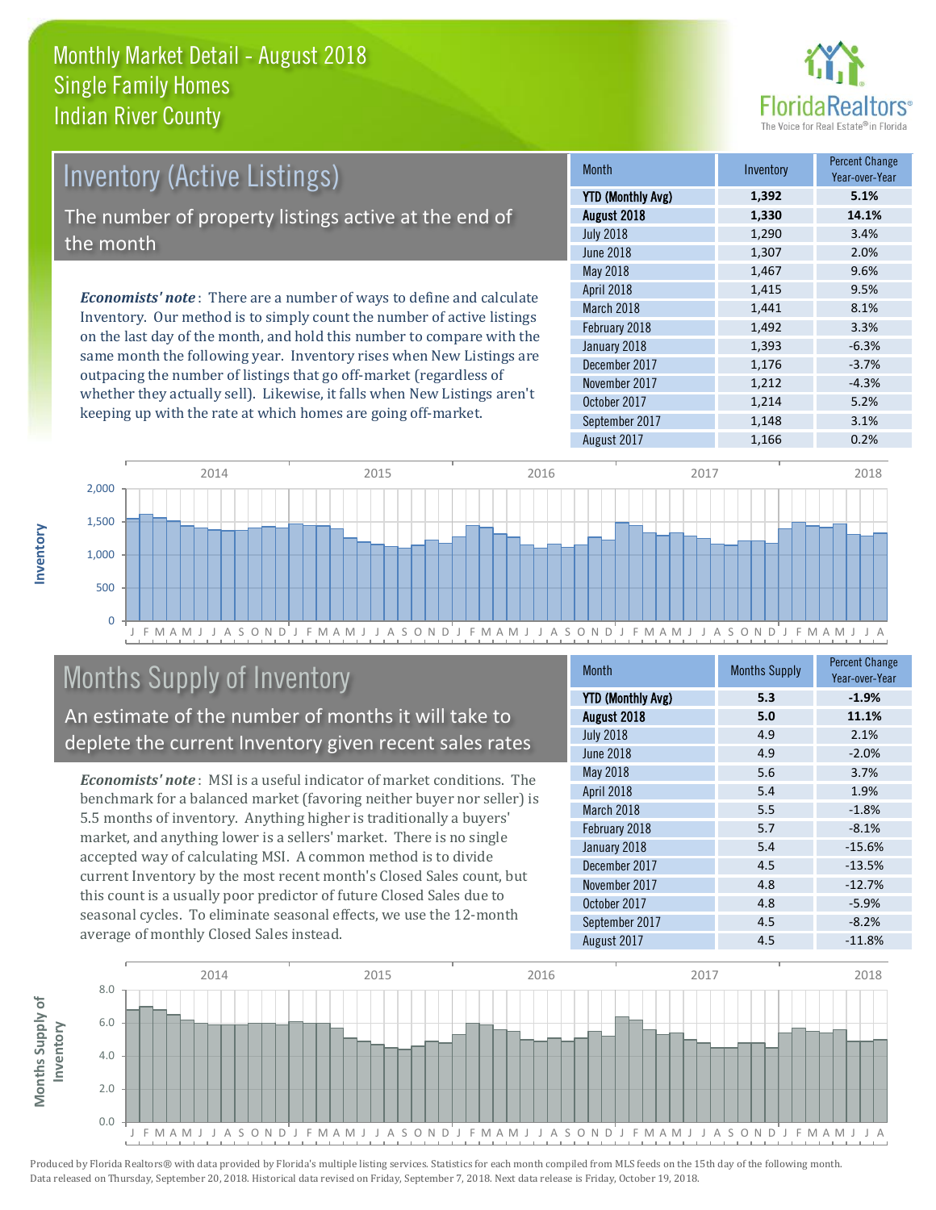# Monthly Market Detail - August 2018
## Single Family Homes
## Indian River County

## Inventory (Active Listings)

The number of property listings active at the end of the month

***Economists' note***: There are a number of ways to define and calculate Inventory. Our method is to simply count the number of active listings on the last day of the month, and hold this number to compare with the same month the following year. Inventory rises when New Listings are outpacing the number of listings that go off-market (regardless of whether they actually sell). Likewise, it falls when New Listings aren't keeping up with the rate at which homes are going off-market.

| Month | Inventory | Percent Change Year-over-Year |
|---|---|---|
| **YTD (Monthly Avg)** | **1,392** | **5.1%** |
| **August 2018** | **1,330** | **14.1%** |
| July 2018 | 1,290 | 3.4% |
| June 2018 | 1,307 | 2.0% |
| May 2018 | 1,467 | 9.6% |
| April 2018 | 1,415 | 9.5% |
| March 2018 | 1,441 | 8.1% |
| February 2018 | 1,492 | 3.3% |
| January 2018 | 1,393 | -6.3% |
| December 2017 | 1,176 | -3.7% |
| November 2017 | 1,212 | -4.3% |
| October 2017 | 1,214 | 5.2% |
| September 2017 | 1,148 | 3.1% |
| August 2017 | 1,166 | 0.2% |

## Months Supply of Inventory

An estimate of the number of months it will take to deplete the current Inventory given recent sales rates

***Economists' note***: MSI is a useful indicator of market conditions. The benchmark for a balanced market (favoring neither buyer nor seller) is 5.5 months of inventory. Anything higher is traditionally a buyers' market, and anything lower is a sellers' market. There is no single accepted way of calculating MSI. A common method is to divide current Inventory by the most recent month's Closed Sales count, but this count is a usually poor predictor of future Closed Sales due to seasonal cycles. To eliminate seasonal effects, we use the 12-month average of monthly Closed Sales instead.

| Month | Months Supply | Percent Change Year-over-Year |
|---|---|---|
| **YTD (Monthly Avg)** | **5.3** | **-1.9%** |
| **August 2018** | **5.0** | **11.1%** |
| July 2018 | 4.9 | 2.1% |
| June 2018 | 4.9 | -2.0% |
| May 2018 | 5.6 | 3.7% |
| April 2018 | 5.4 | 1.9% |
| March 2018 | 5.5 | -1.8% |
| February 2018 | 5.7 | -8.1% |
| January 2018 | 5.4 | -15.6% |
| December 2017 | 4.5 | -13.5% |
| November 2017 | 4.8 | -12.7% |
| October 2017 | 4.8 | -5.9% |
| September 2017 | 4.5 | -8.2% |
| August 2017 | 4.5 | -11.8% |

Produced by Florida Realtors® with data provided by Florida's multiple listing services. Statistics for each month compiled from MLS feeds on the 15th day of the following month. Data released on Thursday, September 20, 2018. Historical data revised on Friday, September 7, 2018. Next data release is Friday, October 19, 2018.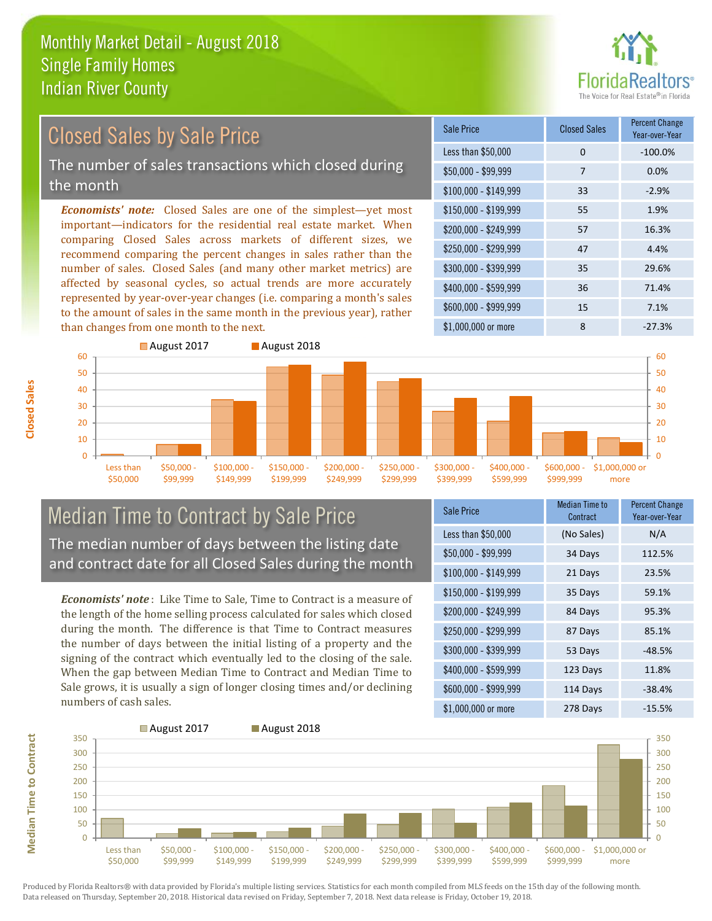# Monthly Market Detail - August 2018
## Single Family Homes
## Indian River County

## Closed Sales by Sale Price

The number of sales transactions which closed during the month

***Economists' note:*** Closed Sales are one of the simplest—yet most important—indicators for the residential real estate market. When comparing Closed Sales across markets of different sizes, we recommend comparing the percent changes in sales rather than the number of sales. Closed Sales (and many other market metrics) are affected by seasonal cycles, so actual trends are more accurately represented by year-over-year changes (i.e. comparing a month's sales to the amount of sales in the same month in the previous year), rather than changes from one month to the next.

| Sale Price | Closed Sales | Percent Change Year-over-Year |
|---|---|---|
| Less than $50,000 | 0 | -100.0% |
| $50,000 - $99,999 | 7 | 0.0% |
| $100,000 - $149,999 | 33 | -2.9% |
| $150,000 - $199,999 | 55 | 1.9% |
| $200,000 - $249,999 | 57 | 16.3% |
| $250,000 - $299,999 | 47 | 4.4% |
| $300,000 - $399,999 | 35 | 29.6% |
| $400,000 - $599,999 | 36 | 71.4% |
| $600,000 - $999,999 | 15 | 7.1% |
| $1,000,000 or more | 8 | -27.3% |

## Median Time to Contract by Sale Price

The median number of days between the listing date and contract date for all Closed Sales during the month

***Economists' note*** : Like Time to Sale, Time to Contract is a measure of the length of the home selling process calculated for sales which closed during the month. The difference is that Time to Contract measures the number of days between the initial listing of a property and the signing of the contract which eventually led to the closing of the sale. When the gap between Median Time to Contract and Median Time to Sale grows, it is usually a sign of longer closing times and/or declining numbers of cash sales.

| Sale Price | Median Time to Contract | Percent Change Year-over-Year |
|---|---|---|
| Less than $50,000 | (No Sales) | N/A |
| $50,000 - $99,999 | 34 Days | 112.5% |
| $100,000 - $149,999 | 21 Days | 23.5% |
| $150,000 - $199,999 | 35 Days | 59.1% |
| $200,000 - $249,999 | 84 Days | 95.3% |
| $250,000 - $299,999 | 87 Days | 85.1% |
| $300,000 - $399,999 | 53 Days | -48.5% |
| $400,000 - $599,999 | 123 Days | 11.8% |
| $600,000 - $999,999 | 114 Days | -38.4% |
| $1,000,000 or more | 278 Days | -15.5% |

Produced by Florida Realtors® with data provided by Florida's multiple listing services. Statistics for each month compiled from MLS feeds on the 15th day of the following month. Data released on Thursday, September 20, 2018. Historical data revised on Friday, September 7, 2018. Next data release is Friday, October 19, 2018.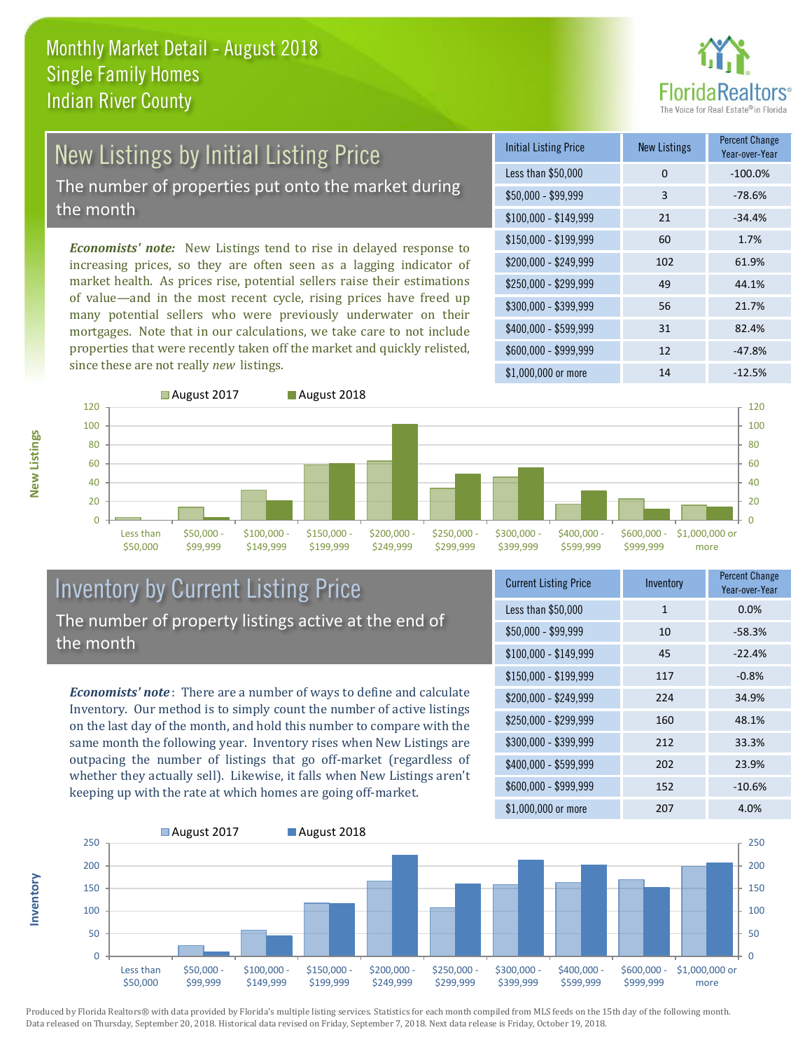# Monthly Market Detail - August 2018
## Single Family Homes
## Indian River County

## New Listings by Initial Listing Price

The number of properties put onto the market during the month

*Economists' note:* New Listings tend to rise in delayed response to increasing prices, so they are often seen as a lagging indicator of market health. As prices rise, potential sellers raise their estimations of value—and in the most recent cycle, rising prices have freed up many potential sellers who were previously underwater on their mortgages. Note that in our calculations, we take care to not include properties that were recently taken off the market and quickly relisted, since these are not really *new* listings.

| Initial Listing Price | New Listings | Percent Change Year-over-Year |
|---|---|---|
| Less than $50,000 | 0 | -100.0% |
| $50,000 - $99,999 | 3 | -78.6% |
| $100,000 - $149,999 | 21 | -34.4% |
| $150,000 - $199,999 | 60 | 1.7% |
| $200,000 - $249,999 | 102 | 61.9% |
| $250,000 - $299,999 | 49 | 44.1% |
| $300,000 - $399,999 | 56 | 21.7% |
| $400,000 - $599,999 | 31 | 82.4% |
| $600,000 - $999,999 | 12 | -47.8% |
| $1,000,000 or more | 14 | -12.5% |

## Inventory by Current Listing Price

The number of property listings active at the end of the month

*Economists' note*: There are a number of ways to define and calculate Inventory. Our method is to simply count the number of active listings on the last day of the month, and hold this number to compare with the same month the following year. Inventory rises when New Listings are outpacing the number of listings that go off-market (regardless of whether they actually sell). Likewise, it falls when New Listings aren't keeping up with the rate at which homes are going off-market.

| Current Listing Price | Inventory | Percent Change Year-over-Year |
|---|---|---|
| Less than $50,000 | 1 | 0.0% |
| $50,000 - $99,999 | 10 | -58.3% |
| $100,000 - $149,999 | 45 | -22.4% |
| $150,000 - $199,999 | 117 | -0.8% |
| $200,000 - $249,999 | 224 | 34.9% |
| $250,000 - $299,999 | 160 | 48.1% |
| $300,000 - $399,999 | 212 | 33.3% |
| $400,000 - $599,999 | 202 | 23.9% |
| $600,000 - $999,999 | 152 | -10.6% |
| $1,000,000 or more | 207 | 4.0% |

Produced by Florida Realtors® with data provided by Florida's multiple listing services. Statistics for each month compiled from MLS feeds on the 15th day of the following month. Data released on Thursday, September 20, 2018. Historical data revised on Friday, September 7, 2018. Next data release is Friday, October 19, 2018.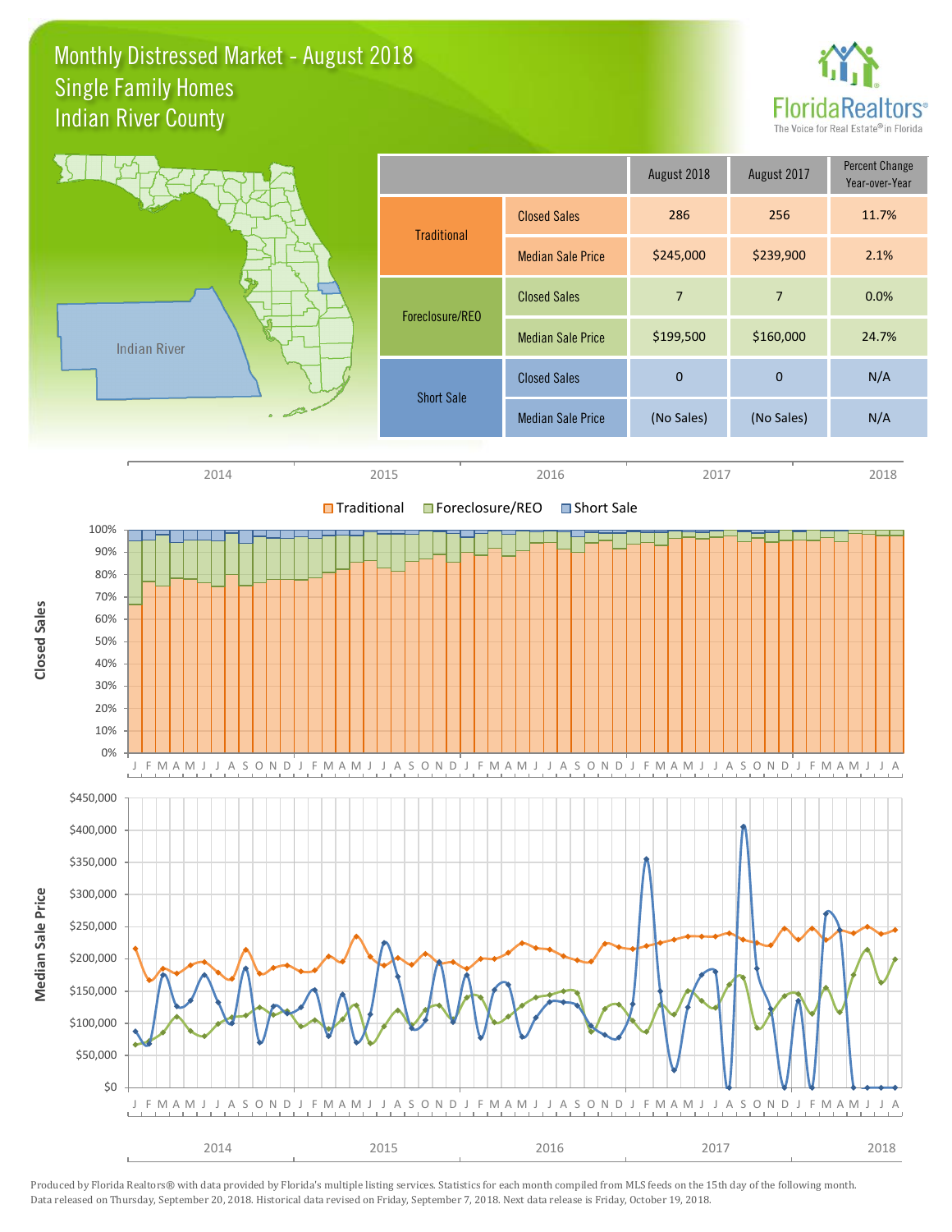# Monthly Distressed Market - August 2018
## Single Family Homes
## Indian River County

FloridaRealtors®
The Voice for Real Estate® in Florida

Indian River

| | | August 2018 | August 2017 | Percent Change Year-over-Year |
|---|---|---|---|---|
| Traditional | Closed Sales | 286 | 256 | 11.7% |
| | Median Sale Price | $245,000 | $239,900 | 2.1% |
| Foreclosure/REO | Closed Sales | 7 | 7 | 0.0% |
| | Median Sale Price | $199,500 | $160,000 | 24.7% |
| Short Sale | Closed Sales | 0 | 0 | N/A |
| | Median Sale Price | (No Sales) | (No Sales) | N/A |

2014 2015 2016 2017 2018

Traditional Foreclosure/REO Short Sale

Closed Sales

100% 90% 80% 70% 60% 50% 40% 30% 20% 10% 0%

J F M A M J J A S O N D J F M A M J J A S O N D J F M A M J J A S O N D J F M A M J J A S O N D J F M A M J J A

Median Sale Price

$450,000 $400,000 $350,000 $300,000 $250,000 $200,000 $150,000 $100,000 $50,000 $0

J F M A M J J A S O N D J F M A M J J A S O N D J F M A M J J A S O N D J F M A M J J A S O N D J F M A M J J A

2014 2015 2016 2017 2018

Produced by Florida Realtors® with data provided by Florida's multiple listing services. Statistics for each month compiled from MLS feeds on the 15th day of the following month. Data released on Thursday, September 20, 2018. Historical data revised on Friday, September 7, 2018. Next data release is Friday, October 19, 2018.